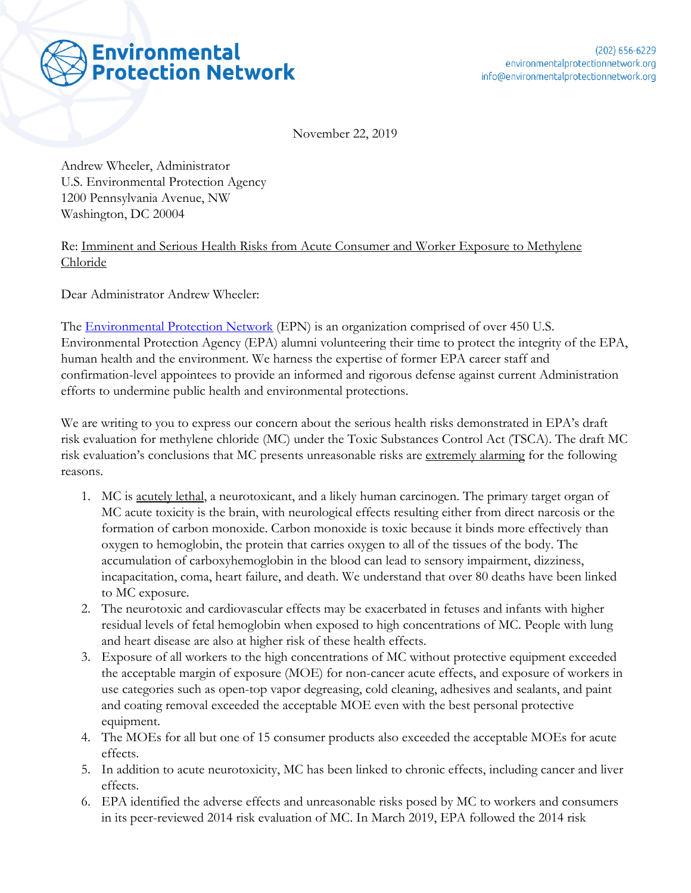**Environmental Protection Network**

(202) 656-6229
environmentalprotectionnetwork.org
info@environmentalprotectionnetwork.org

November 22, 2019

Andrew Wheeler, Administrator
U.S. Environmental Protection Agency
1200 Pennsylvania Avenue, NW
Washington, DC 20004

Re: Imminent and Serious Health Risks from Acute Consumer and Worker Exposure to Methylene Chloride

Dear Administrator Andrew Wheeler:

The Environmental Protection Network (EPN) is an organization comprised of over 450 U.S. Environmental Protection Agency (EPA) alumni volunteering their time to protect the integrity of the EPA, human health and the environment. We harness the expertise of former EPA career staff and confirmation-level appointees to provide an informed and rigorous defense against current Administration efforts to undermine public health and environmental protections.

We are writing to you to express our concern about the serious health risks demonstrated in EPA's draft risk evaluation for methylene chloride (MC) under the Toxic Substances Control Act (TSCA). The draft MC risk evaluation's conclusions that MC presents unreasonable risks are extremely alarming for the following reasons.

1. MC is acutely lethal, a neurotoxicant, and a likely human carcinogen. The primary target organ of MC acute toxicity is the brain, with neurological effects resulting either from direct narcosis or the formation of carbon monoxide. Carbon monoxide is toxic because it binds more effectively than oxygen to hemoglobin, the protein that carries oxygen to all of the tissues of the body. The accumulation of carboxyhemoglobin in the blood can lead to sensory impairment, dizziness, incapacitation, coma, heart failure, and death. We understand that over 80 deaths have been linked to MC exposure.
2. The neurotoxic and cardiovascular effects may be exacerbated in fetuses and infants with higher residual levels of fetal hemoglobin when exposed to high concentrations of MC. People with lung and heart disease are also at higher risk of these health effects.
3. Exposure of all workers to the high concentrations of MC without protective equipment exceeded the acceptable margin of exposure (MOE) for non-cancer acute effects, and exposure of workers in use categories such as open-top vapor degreasing, cold cleaning, adhesives and sealants, and paint and coating removal exceeded the acceptable MOE even with the best personal protective equipment.
4. The MOEs for all but one of 15 consumer products also exceeded the acceptable MOEs for acute effects.
5. In addition to acute neurotoxicity, MC has been linked to chronic effects, including cancer and liver effects.
6. EPA identified the adverse effects and unreasonable risks posed by MC to workers and consumers in its peer-reviewed 2014 risk evaluation of MC. In March 2019, EPA followed the 2014 risk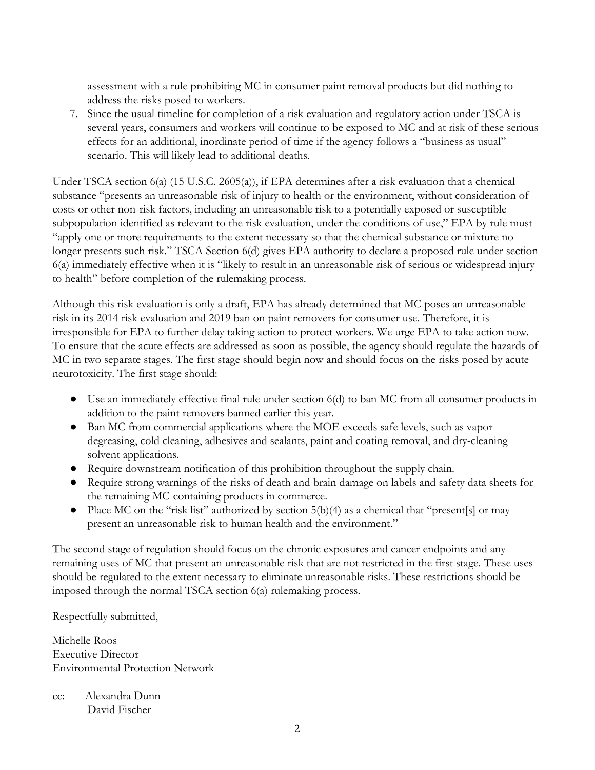assessment with a rule prohibiting MC in consumer paint removal products but did nothing to address the risks posed to workers.

7. Since the usual timeline for completion of a risk evaluation and regulatory action under TSCA is several years, consumers and workers will continue to be exposed to MC and at risk of these serious effects for an additional, inordinate period of time if the agency follows a "business as usual" scenario. This will likely lead to additional deaths.

Under TSCA section 6(a) (15 U.S.C. 2605(a)), if EPA determines after a risk evaluation that a chemical substance "presents an unreasonable risk of injury to health or the environment, without consideration of costs or other non-risk factors, including an unreasonable risk to a potentially exposed or susceptible subpopulation identified as relevant to the risk evaluation, under the conditions of use," EPA by rule must "apply one or more requirements to the extent necessary so that the chemical substance or mixture no longer presents such risk." TSCA Section 6(d) gives EPA authority to declare a proposed rule under section 6(a) immediately effective when it is "likely to result in an unreasonable risk of serious or widespread injury to health" before completion of the rulemaking process.

Although this risk evaluation is only a draft, EPA has already determined that MC poses an unreasonable risk in its 2014 risk evaluation and 2019 ban on paint removers for consumer use. Therefore, it is irresponsible for EPA to further delay taking action to protect workers. We urge EPA to take action now. To ensure that the acute effects are addressed as soon as possible, the agency should regulate the hazards of MC in two separate stages. The first stage should begin now and should focus on the risks posed by acute neurotoxicity. The first stage should:

- Use an immediately effective final rule under section 6(d) to ban MC from all consumer products in addition to the paint removers banned earlier this year.
- Ban MC from commercial applications where the MOE exceeds safe levels, such as vapor degreasing, cold cleaning, adhesives and sealants, paint and coating removal, and dry-cleaning solvent applications.
- Require downstream notification of this prohibition throughout the supply chain.
- Require strong warnings of the risks of death and brain damage on labels and safety data sheets for the remaining MC-containing products in commerce.
- Place MC on the "risk list" authorized by section 5(b)(4) as a chemical that "present[s] or may present an unreasonable risk to human health and the environment."

The second stage of regulation should focus on the chronic exposures and cancer endpoints and any remaining uses of MC that present an unreasonable risk that are not restricted in the first stage. These uses should be regulated to the extent necessary to eliminate unreasonable risks. These restrictions should be imposed through the normal TSCA section 6(a) rulemaking process.

Respectfully submitted,

Michelle Roos
Executive Director
Environmental Protection Network

cc: Alexandra Dunn
David Fischer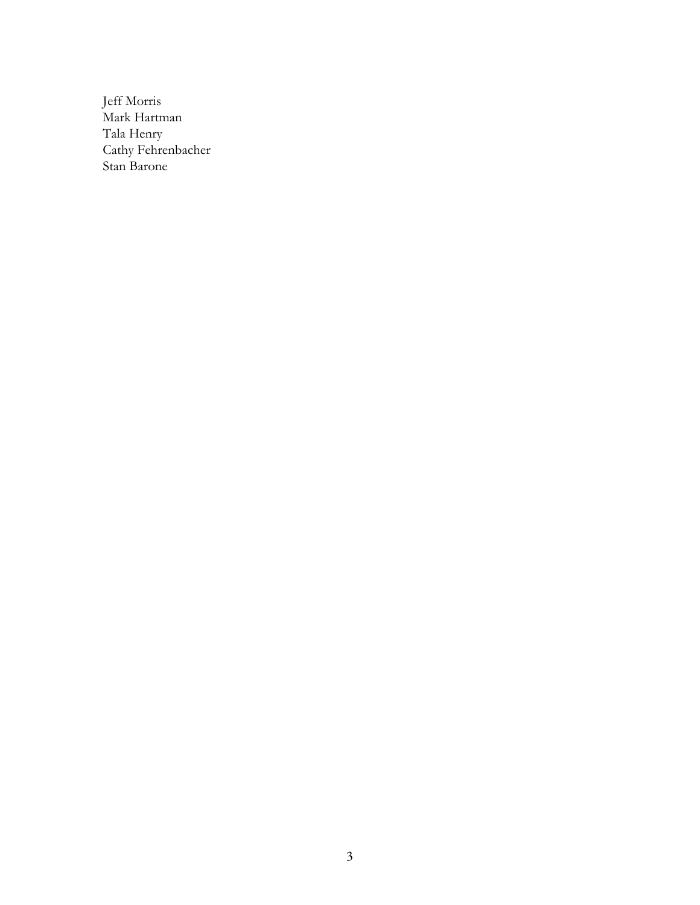Jeff Morris  
Mark Hartman  
Tala Henry  
Cathy Fehrenbacher  
Stan Barone